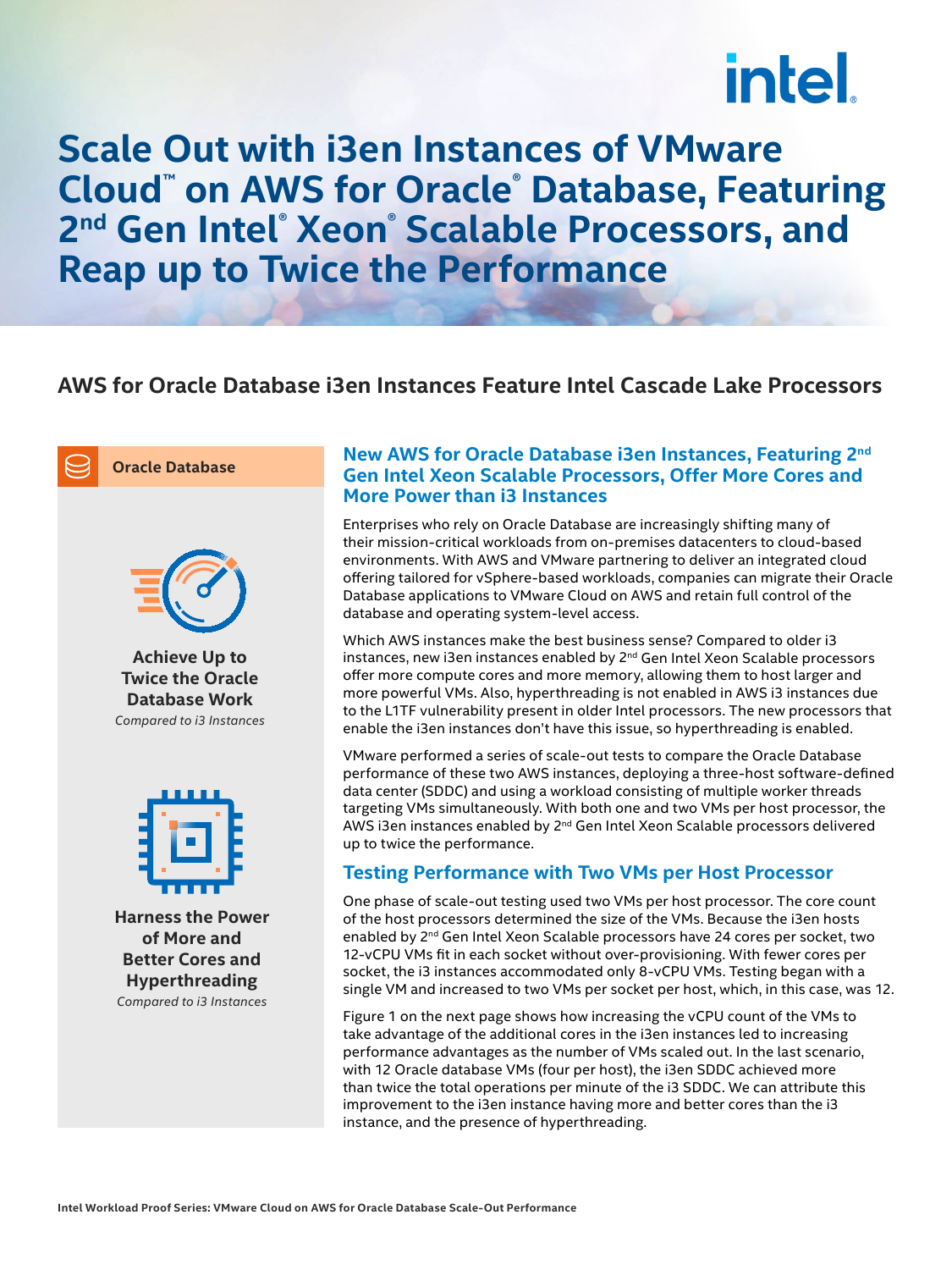# Scale Out with i3en Instances of VMware Cloud™ on AWS for Oracle® Database, Featuring 2nd Gen Intel® Xeon® Scalable Processors, and Reap up to Twice the Performance

## AWS for Oracle Database i3en Instances Feature Intel Cascade Lake Processors

**Oracle Database**

**Achieve Up to Twice the Oracle Database Work**
*Compared to i3 Instances*

**Harness the Power of More and Better Cores and Hyperthreading**
*Compared to i3 Instances*

### New AWS for Oracle Database i3en Instances, Featuring 2nd Gen Intel Xeon Scalable Processors, Offer More Cores and More Power than i3 Instances

Enterprises who rely on Oracle Database are increasingly shifting many of their mission-critical workloads from on-premises datacenters to cloud-based environments. With AWS and VMware partnering to deliver an integrated cloud offering tailored for vSphere-based workloads, companies can migrate their Oracle Database applications to VMware Cloud on AWS and retain full control of the database and operating system-level access.

Which AWS instances make the best business sense? Compared to older i3 instances, new i3en instances enabled by 2nd Gen Intel Xeon Scalable processors offer more compute cores and more memory, allowing them to host larger and more powerful VMs. Also, hyperthreading is not enabled in AWS i3 instances due to the L1TF vulnerability present in older Intel processors. The new processors that enable the i3en instances don't have this issue, so hyperthreading is enabled.

VMware performed a series of scale-out tests to compare the Oracle Database performance of these two AWS instances, deploying a three-host software-defined data center (SDDC) and using a workload consisting of multiple worker threads targeting VMs simultaneously. With both one and two VMs per host processor, the AWS i3en instances enabled by 2nd Gen Intel Xeon Scalable processors delivered up to twice the performance.

### Testing Performance with Two VMs per Host Processor

One phase of scale-out testing used two VMs per host processor. The core count of the host processors determined the size of the VMs. Because the i3en hosts enabled by 2nd Gen Intel Xeon Scalable processors have 24 cores per socket, two 12-vCPU VMs fit in each socket without over-provisioning. With fewer cores per socket, the i3 instances accommodated only 8-vCPU VMs. Testing began with a single VM and increased to two VMs per socket per host, which, in this case, was 12.

Figure 1 on the next page shows how increasing the vCPU count of the VMs to take advantage of the additional cores in the i3en instances led to increasing performance advantages as the number of VMs scaled out. In the last scenario, with 12 Oracle database VMs (four per host), the i3en SDDC achieved more than twice the total operations per minute of the i3 SDDC. We can attribute this improvement to the i3en instance having more and better cores than the i3 instance, and the presence of hyperthreading.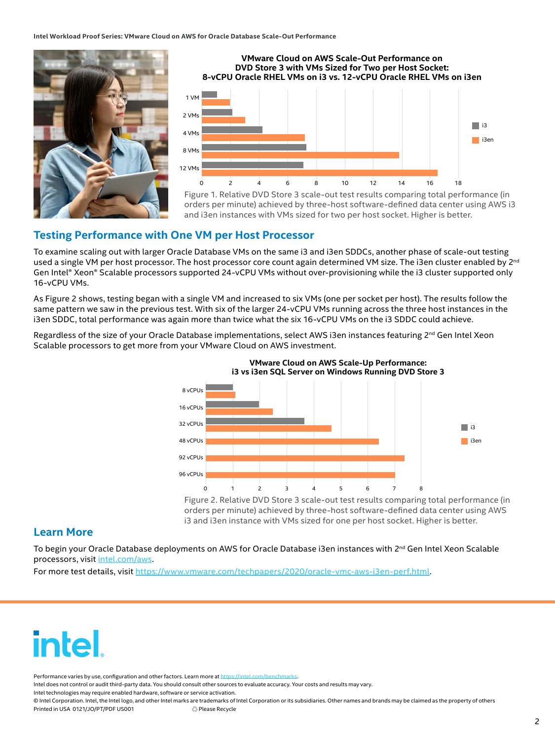VMware Cloud on AWS Scale-Out Performance on DVD Store 3 with VMs Sized for Two per Host Socket: 8-vCPU Oracle RHEL VMs on i3 vs. 12-vCPU Oracle RHEL VMs on i3en

1 VM
2 VMs
4 VMs
8 VMs
12 VMs

0 2 4 6 8 10 12 14 16 18

i3
i3en

Figure 1. Relative DVD Store 3 scale-out test results comparing total performance (in orders per minute) achieved by three-host software-defined data center using AWS i3 and i3en instances with VMs sized for two per host socket. Higher is better.

## Testing Performance with One VM per Host Processor

To examine scaling out with larger Oracle Database VMs on the same i3 and i3en SDDCs, another phase of scale-out testing used a single VM per host processor. The host processor core count again determined VM size. The i3en cluster enabled by 2nd Gen Intel® Xeon® Scalable processors supported 24-vCPU VMs without over-provisioning while the i3 cluster supported only 16-vCPU VMs.

As Figure 2 shows, testing began with a single VM and increased to six VMs (one per socket per host). The results follow the same pattern we saw in the previous test. With six of the larger 24-vCPU VMs running across the three host instances in the i3en SDDC, total performance was again more than twice what the six 16-vCPU VMs on the i3 SDDC could achieve.

Regardless of the size of your Oracle Database implementations, select AWS i3en instances featuring 2nd Gen Intel Xeon Scalable processors to get more from your VMware Cloud on AWS investment.

VMware Cloud on AWS Scale-Up Performance: i3 vs i3en SQL Server on Windows Running DVD Store 3

8 vCPUs
16 vCPUs
32 vCPUs
48 vCPUs
92 vCPUs
96 vCPUs

0 1 2 3 4 5 6 7 8

i3
i3en

Figure 2. Relative DVD Store 3 scale-out test results comparing total performance (in orders per minute) achieved by three-host software-defined data center using AWS i3 and i3en instance with VMs sized for one per host socket. Higher is better.

## Learn More

To begin your Oracle Database deployments on AWS for Oracle Database i3en instances with 2nd Gen Intel Xeon Scalable processors, visit intel.com/aws.

For more test details, visit https://www.vmware.com/techpapers/2020/oracle-vmc-aws-i3en-perf.html.

intel.

Performance varies by use, configuration and other factors. Learn more at https://intel.com/benchmarks.

Intel does not control or audit third-party data. You should consult other sources to evaluate accuracy. Your costs and results may vary.

Intel technologies may require enabled hardware, software or service activation.

© Intel Corporation. Intel, the Intel logo, and other Intel marks are trademarks of Intel Corporation or its subsidiaries. Other names and brands may be claimed as the property of others

Printed in USA 0121/JO/PT/PDF US001 Please Recycle